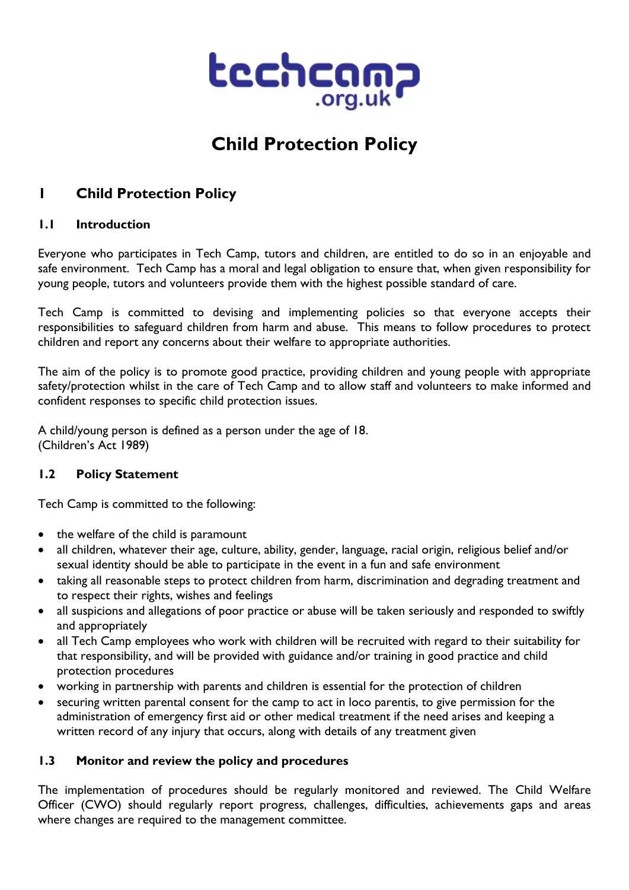# Child Protection Policy

## 1 Child Protection Policy

### 1.1 Introduction

Everyone who participates in Tech Camp, tutors and children, are entitled to do so in an enjoyable and safe environment. Tech Camp has a moral and legal obligation to ensure that, when given responsibility for young people, tutors and volunteers provide them with the highest possible standard of care.

Tech Camp is committed to devising and implementing policies so that everyone accepts their responsibilities to safeguard children from harm and abuse. This means to follow procedures to protect children and report any concerns about their welfare to appropriate authorities.

The aim of the policy is to promote good practice, providing children and young people with appropriate safety/protection whilst in the care of Tech Camp and to allow staff and volunteers to make informed and confident responses to specific child protection issues.

A child/young person is defined as a person under the age of 18.
(Children's Act 1989)

### 1.2 Policy Statement

Tech Camp is committed to the following:

- the welfare of the child is paramount
- all children, whatever their age, culture, ability, gender, language, racial origin, religious belief and/or sexual identity should be able to participate in the event in a fun and safe environment
- taking all reasonable steps to protect children from harm, discrimination and degrading treatment and to respect their rights, wishes and feelings
- all suspicions and allegations of poor practice or abuse will be taken seriously and responded to swiftly and appropriately
- all Tech Camp employees who work with children will be recruited with regard to their suitability for that responsibility, and will be provided with guidance and/or training in good practice and child protection procedures
- working in partnership with parents and children is essential for the protection of children
- securing written parental consent for the camp to act in loco parentis, to give permission for the administration of emergency first aid or other medical treatment if the need arises and keeping a written record of any injury that occurs, along with details of any treatment given

### 1.3 Monitor and review the policy and procedures

The implementation of procedures should be regularly monitored and reviewed. The Child Welfare Officer (CWO) should regularly report progress, challenges, difficulties, achievements gaps and areas where changes are required to the management committee.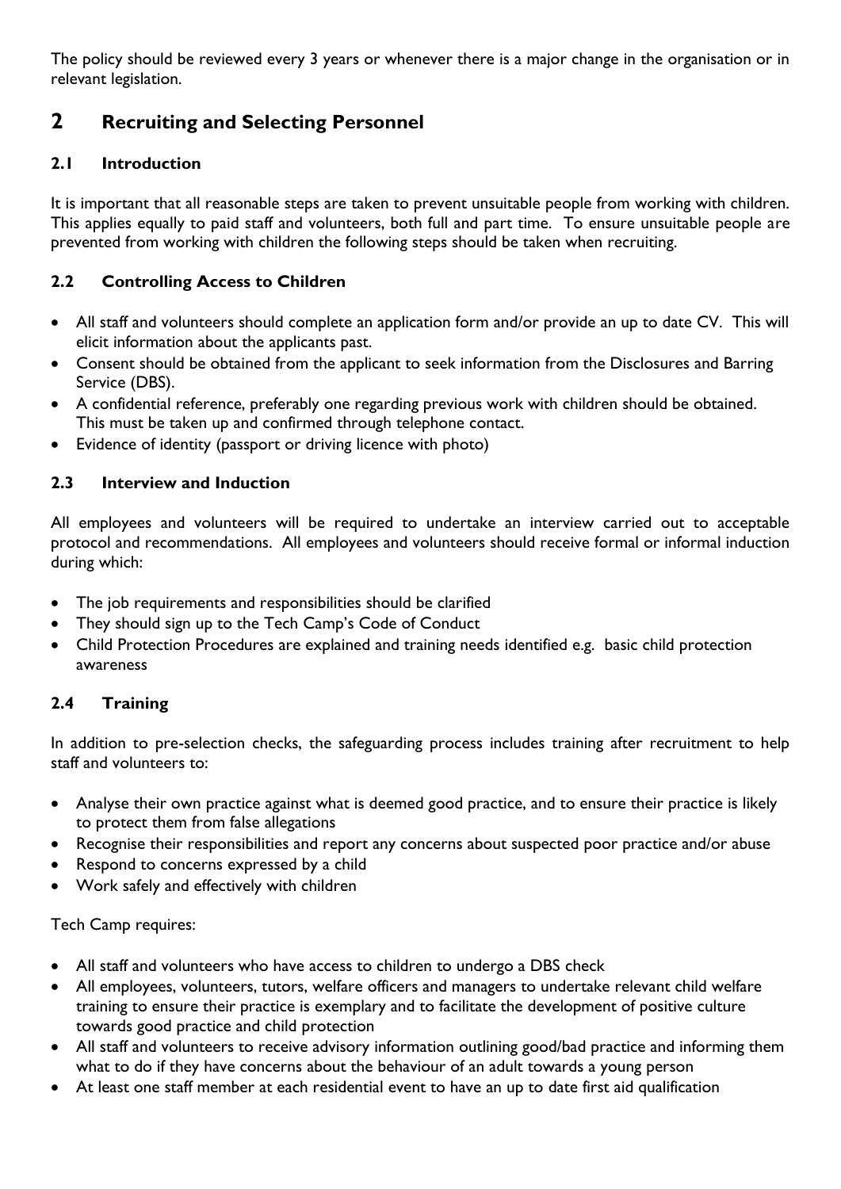The policy should be reviewed every 3 years or whenever there is a major change in the organisation or in relevant legislation.

# 2 Recruiting and Selecting Personnel

## 2.1 Introduction

It is important that all reasonable steps are taken to prevent unsuitable people from working with children. This applies equally to paid staff and volunteers, both full and part time. To ensure unsuitable people are prevented from working with children the following steps should be taken when recruiting.

## 2.2 Controlling Access to Children

- All staff and volunteers should complete an application form and/or provide an up to date CV. This will elicit information about the applicants past.
- Consent should be obtained from the applicant to seek information from the Disclosures and Barring Service (DBS).
- A confidential reference, preferably one regarding previous work with children should be obtained. This must be taken up and confirmed through telephone contact.
- Evidence of identity (passport or driving licence with photo)

## 2.3 Interview and Induction

All employees and volunteers will be required to undertake an interview carried out to acceptable protocol and recommendations. All employees and volunteers should receive formal or informal induction during which:

- The job requirements and responsibilities should be clarified
- They should sign up to the Tech Camp's Code of Conduct
- Child Protection Procedures are explained and training needs identified e.g. basic child protection awareness

## 2.4 Training

In addition to pre-selection checks, the safeguarding process includes training after recruitment to help staff and volunteers to:

- Analyse their own practice against what is deemed good practice, and to ensure their practice is likely to protect them from false allegations
- Recognise their responsibilities and report any concerns about suspected poor practice and/or abuse
- Respond to concerns expressed by a child
- Work safely and effectively with children

Tech Camp requires:

- All staff and volunteers who have access to children to undergo a DBS check
- All employees, volunteers, tutors, welfare officers and managers to undertake relevant child welfare training to ensure their practice is exemplary and to facilitate the development of positive culture towards good practice and child protection
- All staff and volunteers to receive advisory information outlining good/bad practice and informing them what to do if they have concerns about the behaviour of an adult towards a young person
- At least one staff member at each residential event to have an up to date first aid qualification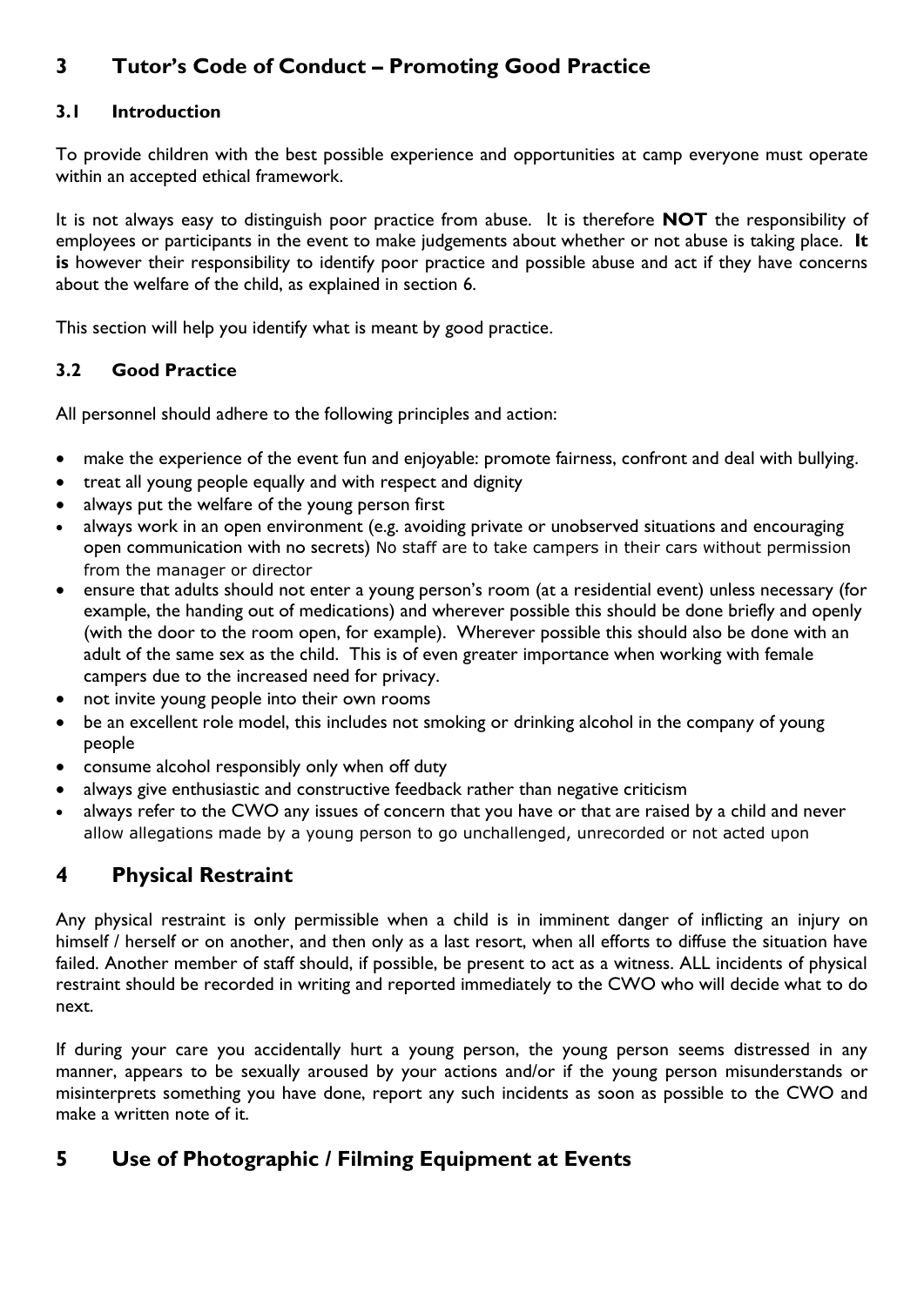## 3 Tutor's Code of Conduct – Promoting Good Practice

### 3.1 Introduction

To provide children with the best possible experience and opportunities at camp everyone must operate within an accepted ethical framework.

It is not always easy to distinguish poor practice from abuse. It is therefore **NOT** the responsibility of employees or participants in the event to make judgements about whether or not abuse is taking place. **It is** however their responsibility to identify poor practice and possible abuse and act if they have concerns about the welfare of the child, as explained in section 6.

This section will help you identify what is meant by good practice.

### 3.2 Good Practice

All personnel should adhere to the following principles and action:

- make the experience of the event fun and enjoyable: promote fairness, confront and deal with bullying.
- treat all young people equally and with respect and dignity
- always put the welfare of the young person first
- always work in an open environment (e.g. avoiding private or unobserved situations and encouraging open communication with no secrets) No staff are to take campers in their cars without permission from the manager or director
- ensure that adults should not enter a young person's room (at a residential event) unless necessary (for example, the handing out of medications) and wherever possible this should be done briefly and openly (with the door to the room open, for example). Wherever possible this should also be done with an adult of the same sex as the child. This is of even greater importance when working with female campers due to the increased need for privacy.
- not invite young people into their own rooms
- be an excellent role model, this includes not smoking or drinking alcohol in the company of young people
- consume alcohol responsibly only when off duty
- always give enthusiastic and constructive feedback rather than negative criticism
- always refer to the CWO any issues of concern that you have or that are raised by a child and never allow allegations made by a young person to go unchallenged, unrecorded or not acted upon

## 4 Physical Restraint

Any physical restraint is only permissible when a child is in imminent danger of inflicting an injury on himself / herself or on another, and then only as a last resort, when all efforts to diffuse the situation have failed. Another member of staff should, if possible, be present to act as a witness. ALL incidents of physical restraint should be recorded in writing and reported immediately to the CWO who will decide what to do next.

If during your care you accidentally hurt a young person, the young person seems distressed in any manner, appears to be sexually aroused by your actions and/or if the young person misunderstands or misinterprets something you have done, report any such incidents as soon as possible to the CWO and make a written note of it.

## 5 Use of Photographic / Filming Equipment at Events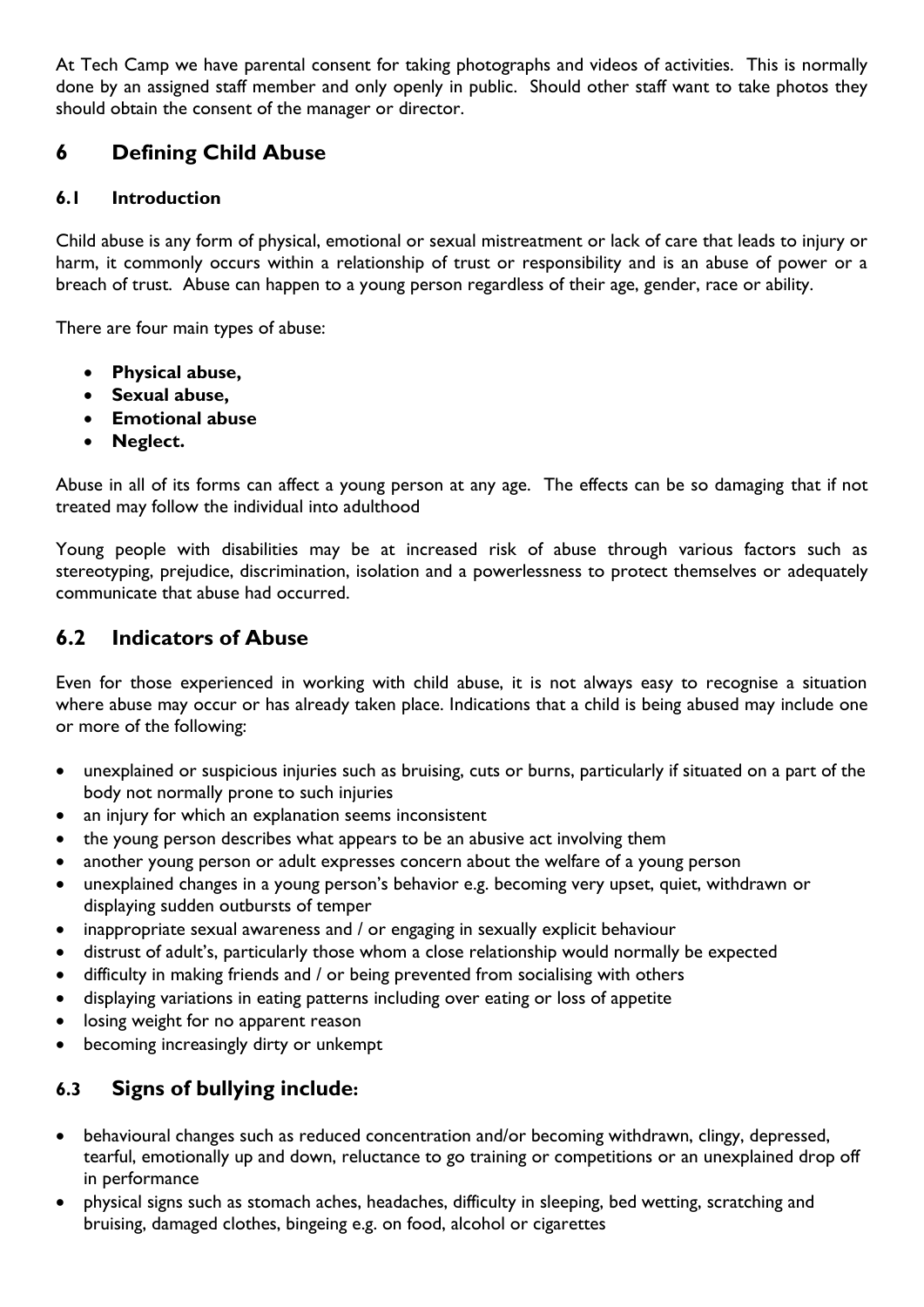At Tech Camp we have parental consent for taking photographs and videos of activities. This is normally done by an assigned staff member and only openly in public. Should other staff want to take photos they should obtain the consent of the manager or director.

# 6 Defining Child Abuse

### 6.1 Introduction

Child abuse is any form of physical, emotional or sexual mistreatment or lack of care that leads to injury or harm, it commonly occurs within a relationship of trust or responsibility and is an abuse of power or a breach of trust. Abuse can happen to a young person regardless of their age, gender, race or ability.

There are four main types of abuse:

- **Physical abuse,**
- **Sexual abuse,**
- **Emotional abuse**
- **Neglect.**

Abuse in all of its forms can affect a young person at any age. The effects can be so damaging that if not treated may follow the individual into adulthood

Young people with disabilities may be at increased risk of abuse through various factors such as stereotyping, prejudice, discrimination, isolation and a powerlessness to protect themselves or adequately communicate that abuse had occurred.

## 6.2 Indicators of Abuse

Even for those experienced in working with child abuse, it is not always easy to recognise a situation where abuse may occur or has already taken place. Indications that a child is being abused may include one or more of the following:

- unexplained or suspicious injuries such as bruising, cuts or burns, particularly if situated on a part of the body not normally prone to such injuries
- an injury for which an explanation seems inconsistent
- the young person describes what appears to be an abusive act involving them
- another young person or adult expresses concern about the welfare of a young person
- unexplained changes in a young person's behavior e.g. becoming very upset, quiet, withdrawn or displaying sudden outbursts of temper
- inappropriate sexual awareness and / or engaging in sexually explicit behaviour
- distrust of adult's, particularly those whom a close relationship would normally be expected
- difficulty in making friends and / or being prevented from socialising with others
- displaying variations in eating patterns including over eating or loss of appetite
- losing weight for no apparent reason
- becoming increasingly dirty or unkempt

## 6.3 Signs of bullying include:

- behavioural changes such as reduced concentration and/or becoming withdrawn, clingy, depressed, tearful, emotionally up and down, reluctance to go training or competitions or an unexplained drop off in performance
- physical signs such as stomach aches, headaches, difficulty in sleeping, bed wetting, scratching and bruising, damaged clothes, bingeing e.g. on food, alcohol or cigarettes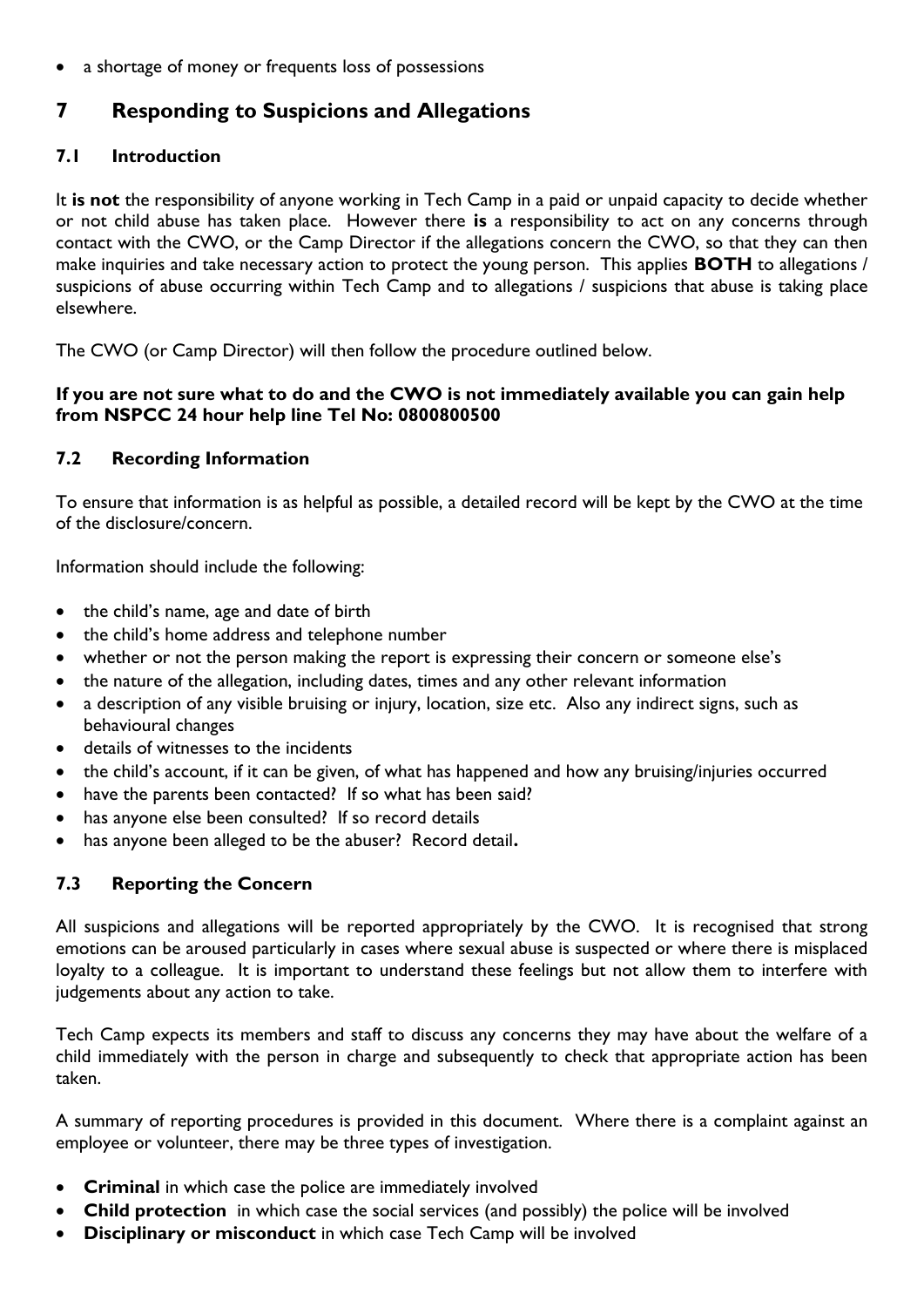- a shortage of money or frequents loss of possessions

## 7 Responding to Suspicions and Allegations

### 7.1 Introduction

It **is not** the responsibility of anyone working in Tech Camp in a paid or unpaid capacity to decide whether or not child abuse has taken place. However there **is** a responsibility to act on any concerns through contact with the CWO, or the Camp Director if the allegations concern the CWO, so that they can then make inquiries and take necessary action to protect the young person. This applies **BOTH** to allegations / suspicions of abuse occurring within Tech Camp and to allegations / suspicions that abuse is taking place elsewhere.

The CWO (or Camp Director) will then follow the procedure outlined below.

**If you are not sure what to do and the CWO is not immediately available you can gain help from NSPCC 24 hour help line Tel No: 0800800500**

### 7.2 Recording Information

To ensure that information is as helpful as possible, a detailed record will be kept by the CWO at the time of the disclosure/concern.

Information should include the following:

- the child's name, age and date of birth
- the child's home address and telephone number
- whether or not the person making the report is expressing their concern or someone else's
- the nature of the allegation, including dates, times and any other relevant information
- a description of any visible bruising or injury, location, size etc. Also any indirect signs, such as behavioural changes
- details of witnesses to the incidents
- the child's account, if it can be given, of what has happened and how any bruising/injuries occurred
- have the parents been contacted? If so what has been said?
- has anyone else been consulted? If so record details
- has anyone been alleged to be the abuser? Record detail**.**

### 7.3 Reporting the Concern

All suspicions and allegations will be reported appropriately by the CWO. It is recognised that strong emotions can be aroused particularly in cases where sexual abuse is suspected or where there is misplaced loyalty to a colleague. It is important to understand these feelings but not allow them to interfere with judgements about any action to take.

Tech Camp expects its members and staff to discuss any concerns they may have about the welfare of a child immediately with the person in charge and subsequently to check that appropriate action has been taken.

A summary of reporting procedures is provided in this document. Where there is a complaint against an employee or volunteer, there may be three types of investigation.

- **Criminal** in which case the police are immediately involved
- **Child protection** in which case the social services (and possibly) the police will be involved
- **Disciplinary or misconduct** in which case Tech Camp will be involved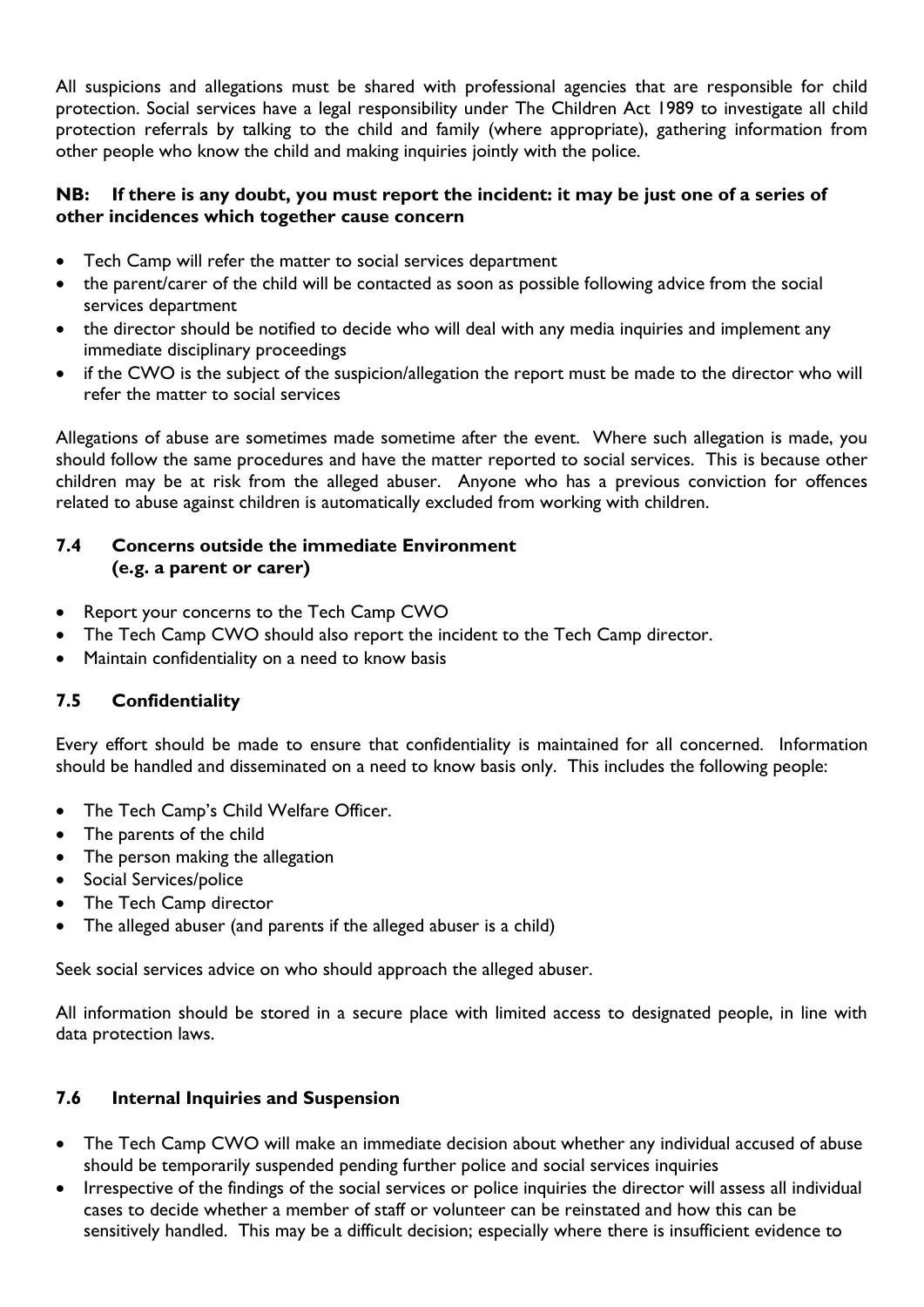All suspicions and allegations must be shared with professional agencies that are responsible for child protection. Social services have a legal responsibility under The Children Act 1989 to investigate all child protection referrals by talking to the child and family (where appropriate), gathering information from other people who know the child and making inquiries jointly with the police.

**NB: If there is any doubt, you must report the incident: it may be just one of a series of other incidences which together cause concern**

- Tech Camp will refer the matter to social services department
- the parent/carer of the child will be contacted as soon as possible following advice from the social services department
- the director should be notified to decide who will deal with any media inquiries and implement any immediate disciplinary proceedings
- if the CWO is the subject of the suspicion/allegation the report must be made to the director who will refer the matter to social services

Allegations of abuse are sometimes made sometime after the event. Where such allegation is made, you should follow the same procedures and have the matter reported to social services. This is because other children may be at risk from the alleged abuser. Anyone who has a previous conviction for offences related to abuse against children is automatically excluded from working with children.

### 7.4 Concerns outside the immediate Environment (e.g. a parent or carer)

- Report your concerns to the Tech Camp CWO
- The Tech Camp CWO should also report the incident to the Tech Camp director.
- Maintain confidentiality on a need to know basis

### 7.5 Confidentiality

Every effort should be made to ensure that confidentiality is maintained for all concerned. Information should be handled and disseminated on a need to know basis only. This includes the following people:

- The Tech Camp's Child Welfare Officer.
- The parents of the child
- The person making the allegation
- Social Services/police
- The Tech Camp director
- The alleged abuser (and parents if the alleged abuser is a child)

Seek social services advice on who should approach the alleged abuser.

All information should be stored in a secure place with limited access to designated people, in line with data protection laws.

### 7.6 Internal Inquiries and Suspension

- The Tech Camp CWO will make an immediate decision about whether any individual accused of abuse should be temporarily suspended pending further police and social services inquiries
- Irrespective of the findings of the social services or police inquiries the director will assess all individual cases to decide whether a member of staff or volunteer can be reinstated and how this can be sensitively handled. This may be a difficult decision; especially where there is insufficient evidence to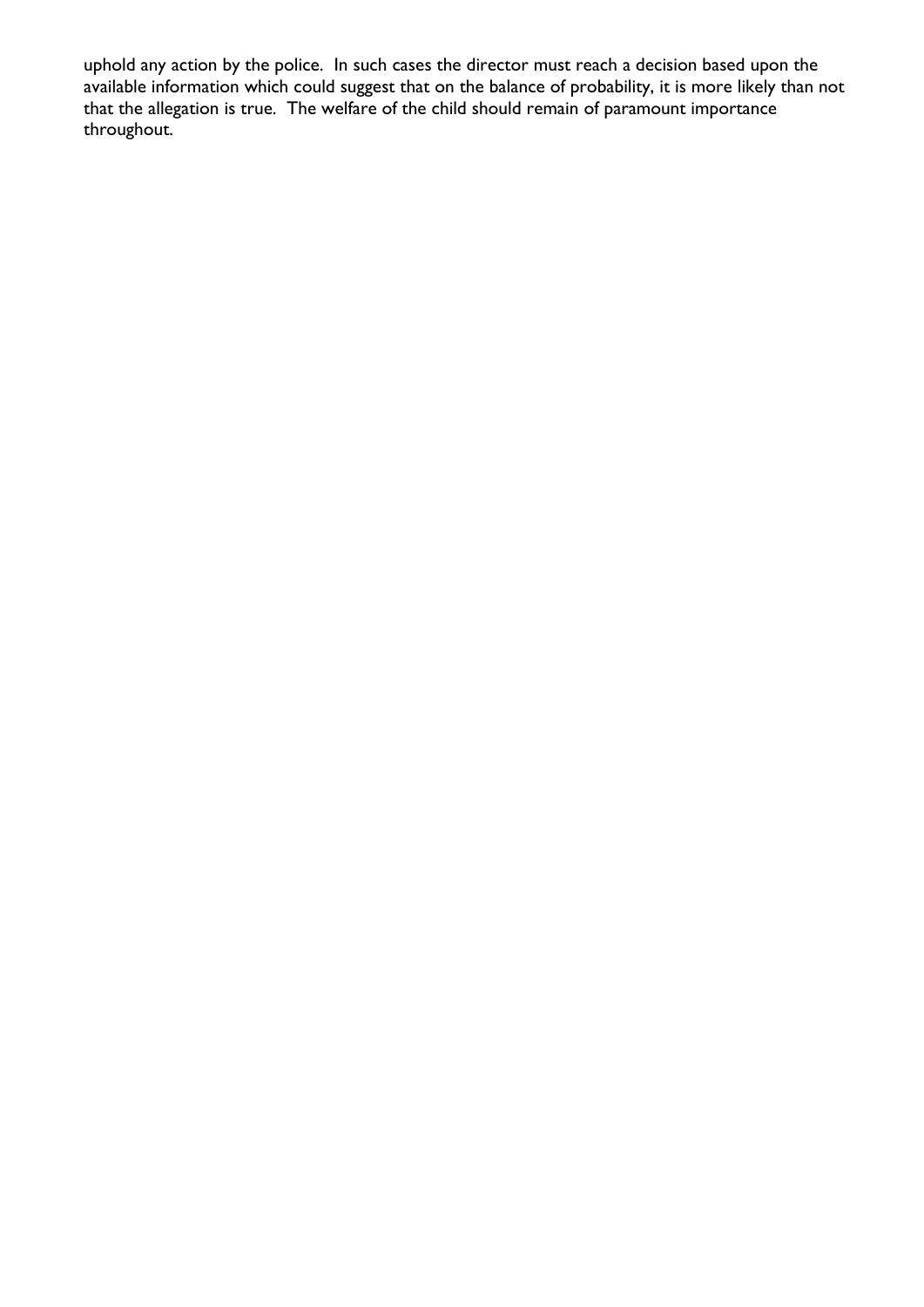uphold any action by the police. In such cases the director must reach a decision based upon the available information which could suggest that on the balance of probability, it is more likely than not that the allegation is true. The welfare of the child should remain of paramount importance throughout.